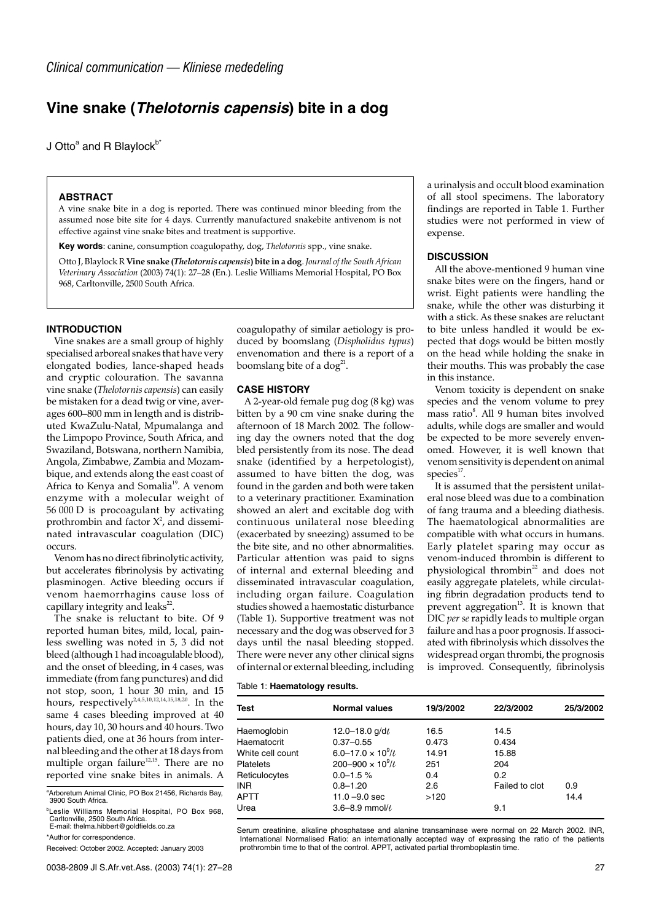*Clinical communication — Kliniese mededeling*

# Vine snake (*Thelotornis capensis*) bite in a dog

J Otto[a] and R Blaylock[b*]

### ABSTRACT

A vine snake bite in a dog is reported. There was continued minor bleeding from the assumed nose bite site for 4 days. Currently manufactured snakebite antivenom is not effective against vine snake bites and treatment is supportive.

**Key words**: canine, consumption coagulopathy, dog, *Thelotornis* spp., vine snake.

Otto J, Blaylock R **Vine snake (*Thelotornis capensis*) bite in a dog**. *Journal of the South African Veterinary Association* (2003) 74(1): 27–28 (En.). Leslie Williams Memorial Hospital, PO Box 968, Carltonville, 2500 South Africa.

## INTRODUCTION

Vine snakes are a small group of highly specialised arboreal snakes that have very elongated bodies, lance-shaped heads and cryptic colouration. The savanna vine snake (*Thelotornis capensis*) can easily be mistaken for a dead twig or vine, averages 600–800 mm in length and is distributed KwaZulu-Natal, Mpumalanga and the Limpopo Province, South Africa, and Swaziland, Botswana, northern Namibia, Angola, Zimbabwe, Zambia and Mozambique, and extends along the east coast of Africa to Kenya and Somalia[19]. A venom enzyme with a molecular weight of 56 000 D is procoagulant by activating prothrombin and factor X[2], and disseminated intravascular coagulation (DIC) occurs.

Venom has no direct fibrinolytic activity, but accelerates fibrinolysis by activating plasminogen. Active bleeding occurs if venom haemorrhagins cause loss of capillary integrity and leaks[22].

The snake is reluctant to bite. Of 9 reported human bites, mild, local, painless swelling was noted in 5, 3 did not bleed (although 1 had incoagulable blood), and the onset of bleeding, in 4 cases, was immediate (from fang punctures) and did not stop, soon, 1 hour 30 min, and 15 hours, respectively[2,4,5,10,12,14,15,18,20]. In the same 4 cases bleeding improved at 40 hours, day 10, 30 hours and 40 hours. Two patients died, one at 36 hours from internal bleeding and the other at 18 days from multiple organ failure[12,15]. There are no reported vine snake bites in animals. A coagulopathy of similar aetiology is produced by boomslang (*Dispholidus typus*) envenomation and there is a report of a boomslang bite of a dog[21].

[a]Arboretum Animal Clinic, PO Box 21456, Richards Bay, 3900 South Africa.

[b]Leslie Williams Memorial Hospital, PO Box 968, Carltonville, 2500 South Africa.
E-mail: thelma.hibbert@goldfields.co.za

\*Author for correspondence.

Received: October 2002. Accepted: January 2003

## CASE HISTORY

A 2-year-old female pug dog (8 kg) was bitten by a 90 cm vine snake during the afternoon of 18 March 2002. The following day the owners noted that the dog bled persistently from its nose. The dead snake (identified by a herpetologist), assumed to have bitten the dog, was found in the garden and both were taken to a veterinary practitioner. Examination showed an alert and excitable dog with continuous unilateral nose bleeding (exacerbated by sneezing) assumed to be the bite site, and no other abnormalities. Particular attention was paid to signs of internal and external bleeding and disseminated intravascular coagulation, including organ failure. Coagulation studies showed a haemostatic disturbance (Table 1). Supportive treatment was not necessary and the dog was observed for 3 days until the nasal bleeding stopped. There were never any other clinical signs of internal or external bleeding, including a urinalysis and occult blood examination of all stool specimens. The laboratory findings are reported in Table 1. Further studies were not performed in view of expense.

## DISCUSSION

All the above-mentioned 9 human vine snake bites were on the fingers, hand or wrist. Eight patients were handling the snake, while the other was disturbing it with a stick. As these snakes are reluctant to bite unless handled it would be expected that dogs would be bitten mostly on the head while holding the snake in their mouths. This was probably the case in this instance.

Venom toxicity is dependent on snake species and the venom volume to prey mass ratio[8]. All 9 human bites involved adults, while dogs are smaller and would be expected to be more severely envenomed. However, it is well known that venom sensitivity is dependent on animal species[17].

It is assumed that the persistent unilateral nose bleed was due to a combination of fang trauma and a bleeding diathesis. The haematological abnormalities are compatible with what occurs in humans. Early platelet sparing may occur as venom-induced thrombin is different to physiological thrombin[22] and does not easily aggregate platelets, while circulating fibrin degradation products tend to prevent aggregation[13]. It is known that DIC *per se* rapidly leads to multiple organ failure and has a poor prognosis. If associated with fibrinolysis which dissolves the widespread organ thrombi, the prognosis is improved. Consequently, fibrinolysis

Table 1: **Haematology results.**

| Test | Normal values | 19/3/2002 | 22/3/2002 | 25/3/2002 |
|---|---|---|---|---|
| Haemoglobin | 12.0–18.0 g/dℓ | 16.5 | 14.5 | |
| Haematocrit | 0.37–0.55 | 0.473 | 0.434 | |
| White cell count | 6.0–17.0 × $10^9$/ℓ | 14.91 | 15.88 | |
| Platelets | 200–900 × $10^9$/ℓ | 251 | 204 | |
| Reticulocytes | 0.0–1.5 % | 0.4 | 0.2 | |
| INR | 0.8–1.20 | 2.6 | Failed to clot | 0.9 |
| APTT | 11.0 –9.0 sec | >120 | | 14.4 |
| Urea | 3.6–8.9 mmol/ℓ | | 9.1 | |

Serum creatinine, alkaline phosphatase and alanine transaminase were normal on 22 March 2002. INR, International Normalised Ratio: an internationally accepted way of expressing the ratio of the patients prothrombin time to that of the control. APPT, activated partial thromboplastin time.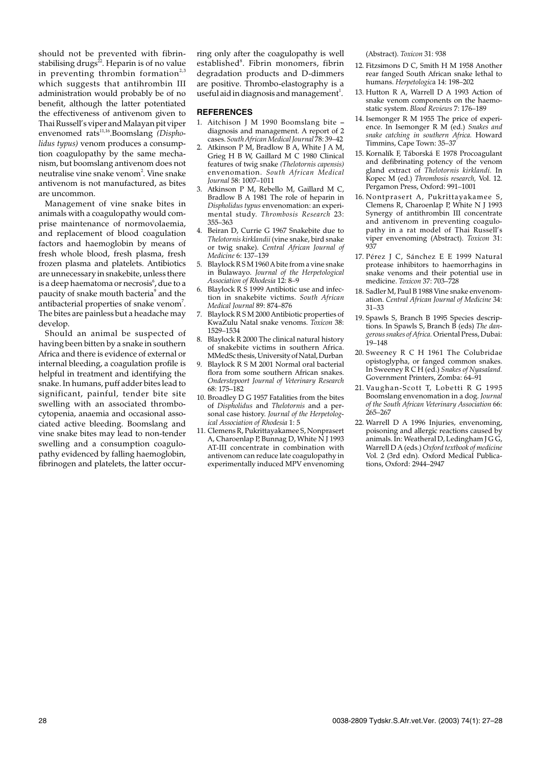should not be prevented with fibrin-stabilising drugs[22]. Heparin is of no value in preventing thrombin formation[2,3] which suggests that antihrombin III administration would probably be of no benefit, although the latter potentiated the effectiveness of antivenom given to Thai Russell's viper and Malayan pit viper envenomed rats[11,16].Boomslang *(Dispholidus typus)* venom produces a consumption coagulopathy by the same mechanism, but boomslang antivenom does not neutralise vine snake venom[2]. Vine snake antivenom is not manufactured, as bites are uncommon.

Management of vine snake bites in animals with a coagulopathy would comprise maintenance of normovolaemia, and replacement of blood coagulation factors and haemoglobin by means of fresh whole blood, fresh plasma, fresh frozen plasma and platelets. Antibiotics are unnecessary in snakebite, unless there is a deep haematoma or necrosis[6], due to a paucity of snake mouth bacteria[9] and the antibacterial properties of snake venom[7]. The bites are painless but a headache may develop.

Should an animal be suspected of having been bitten by a snake in southern Africa and there is evidence of external or internal bleeding, a coagulation profile is helpful in treatment and identifying the snake. In humans, puff adder bites lead to significant, painful, tender bite site swelling with an associated thrombocytopenia, anaemia and occasional associated active bleeding. Boomslang and vine snake bites may lead to non-tender swelling and a consumption coagulopathy evidenced by falling haemoglobin, fibrinogen and platelets, the latter occurring only after the coagulopathy is well established[8]. Fibrin monomers, fibrin degradation products and D-dimmers are positive. Thrombo-elastography is a useful aid in diagnosis and management[1].

## REFERENCES

1. Aitchison J M 1990 Boomslang bite – diagnosis and management. A report of 2 cases. *South African Medical Journal* 78: 39–42
2. Atkinson P M, Bradlow B A, White J A M, Grieg H B W, Gaillard M C 1980 Clinical features of twig snake *(Thelotornis capensis)* envenomation. *South African Medical Journal* 58: 1007–1011
3. Atkinson P M, Rebello M, Gaillard M C, Bradlow B A 1981 The role of heparin in *Dispholidus typus* envenomation: an experimental study. *Thrombosis Research* 23: 355–363
4. Beiran D, Currie G 1967 Snakebite due to *Thelotornis kirklandii* (vine snake, bird snake or twig snake). *Central African Journal of Medicine* 6: 137–139
5. Blaylock R S M 1960 A bite from a vine snake in Bulawayo. *Journal of the Herpetological Association of Rhodesia* 12: 8–9
6. Blaylock R S 1999 Antibiotic use and infection in snakebite victims. *South African Medical Journal* 89: 874–876
7. Blaylock R S M 2000 Antibiotic properties of KwaZulu Natal snake venoms. *Toxicon* 38: 1529–1534
8. Blaylock R 2000 The clinical natural history of snakebite victims in southern Africa. MMedSc thesis, University of Natal, Durban
9. Blaylock R S M 2001 Normal oral bacterial flora from some southern African snakes. *Onderstepoort Journal of Veterinary Research* 68: 175–182
10. Broadley D G 1957 Fatalities from the bites of *Dispholidus* and *Thelotornis* and a personal case history. *Journal of the Herpetological Association of Rhodesia* 1: 5
11. Clemens R, Pukrittayakamee S, Nonprasert A, Charoenlap P, Bunnag D, White N J 1993 AT-III concentrate in combination with antivenom can reduce late coagulopathy in experimentally induced MPV envenoming (Abstract). *Toxicon* 31: 938
12. Fitzsimons D C, Smith H M 1958 Another rear fanged South African snake lethal to humans. *Herpetologica* 14: 198–202
13. Hutton R A, Warrell D A 1993 Action of snake venom components on the haemostatic system. *Blood Reviews* 7: 176–189
14. Isemonger R M 1955 The price of experience. In Isemonger R M (ed.) *Snakes and snake catching in southern Africa.* Howard Timmins, Cape Town: 35–37
15. Kornalík F, Táborská E 1978 Procoagulant and defibrinating potency of the venom gland extract of *Thelotornis kirklandi.* In Kopec M (ed.) *Thrombosis research,* Vol. 12. Pergamon Press, Oxford: 991–1001
16. Nontprasert A, Pukrittayakamee S, Clemens R, Charoenlap P, White N J 1993 Synergy of antithrombin III concentrate and antivenom in preventing coagulopathy in a rat model of Thai Russell's viper envenoming (Abstract). *Toxicon* 31: 937
17. Pérez J C, Sánchez E E 1999 Natural protease inhibitors to haemorrhagins in snake venoms and their potential use in medicine. *Toxicon* 37: 703–728
18. Sadler M, Paul B 1988 Vine snake envenomation. *Central African Journal of Medicine* 34: 31–33
19. Spawls S, Branch B 1995 Species descriptions. In Spawls S, Branch B (eds) *The dangerous snakes of Africa.* Oriental Press, Dubai: 19–148
20. Sweeney R C H 1961 The Colubridae opistoglypha, or fanged common snakes. In Sweeney R C H (ed.) *Snakes of Nyasaland.* Government Printers, Zomba: 64–91
21. Vaughan-Scott T, Lobetti R G 1995 Boomslang envenomation in a dog. *Journal of the South African Veterinary Association* 66: 265–267
22. Warrell D A 1996 Injuries, envenoming, poisoning and allergic reactions caused by animals. In: Weatheral D, Ledingham J G G, Warrell D A (eds.) *Oxford textbook of medicine* Vol. 2 (3rd edn). Oxford Medical Publications, Oxford: 2944–2947